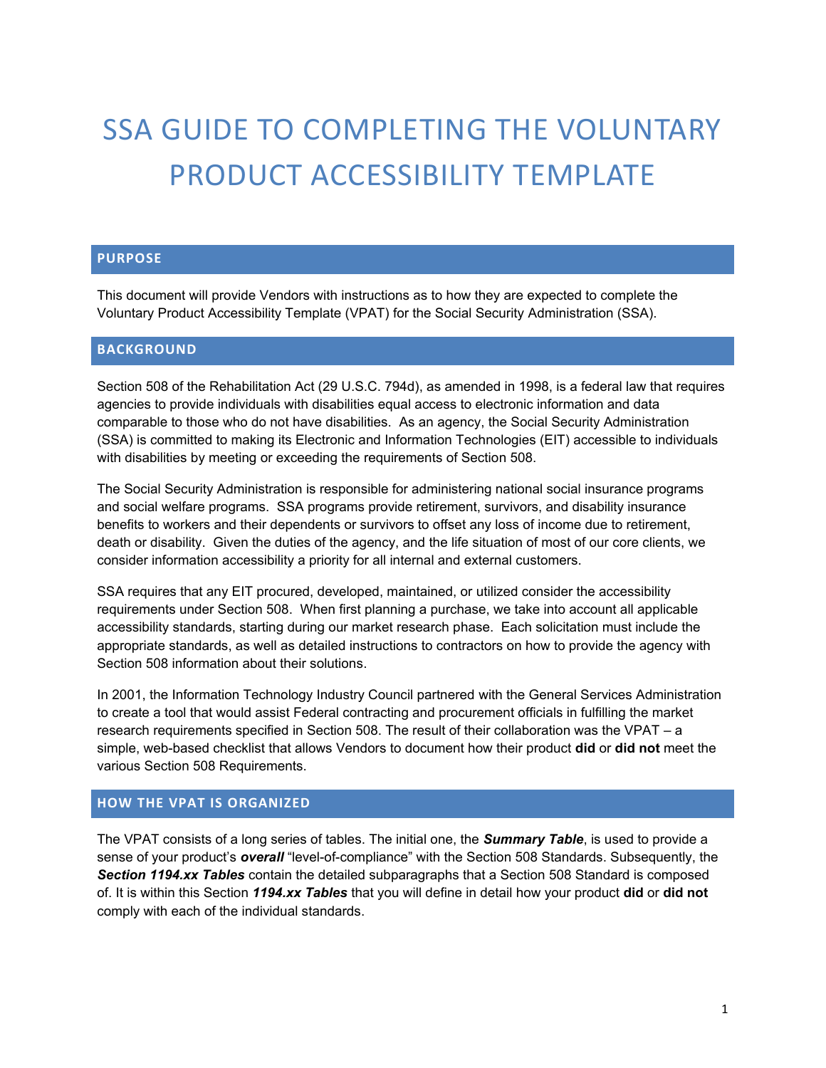# SSA GUIDE TO COMPLETING THE VOLUNTARY PRODUCT ACCESSIBILITY TEMPLATE

## PURPOSE

This document will provide Vendors with instructions as to how they are expected to complete the Voluntary Product Accessibility Template (VPAT) for the Social Security Administration (SSA).

## BACKGROUND

Section 508 of the Rehabilitation Act (29 U.S.C. 794d), as amended in 1998, is a federal law that requires agencies to provide individuals with disabilities equal access to electronic information and data comparable to those who do not have disabilities. As an agency, the Social Security Administration (SSA) is committed to making its Electronic and Information Technologies (EIT) accessible to individuals with disabilities by meeting or exceeding the requirements of Section 508.

The Social Security Administration is responsible for administering national social insurance programs and social welfare programs. SSA programs provide retirement, survivors, and disability insurance benefits to workers and their dependents or survivors to offset any loss of income due to retirement, death or disability. Given the duties of the agency, and the life situation of most of our core clients, we consider information accessibility a priority for all internal and external customers.

SSA requires that any EIT procured, developed, maintained, or utilized consider the accessibility requirements under Section 508. When first planning a purchase, we take into account all applicable accessibility standards, starting during our market research phase. Each solicitation must include the appropriate standards, as well as detailed instructions to contractors on how to provide the agency with Section 508 information about their solutions.

In 2001, the Information Technology Industry Council partnered with the General Services Administration to create a tool that would assist Federal contracting and procurement officials in fulfilling the market research requirements specified in Section 508. The result of their collaboration was the VPAT – a simple, web-based checklist that allows Vendors to document how their product **did** or **did not** meet the various Section 508 Requirements.

## HOW THE VPAT IS ORGANIZED

The VPAT consists of a long series of tables. The initial one, the ***Summary Table***, is used to provide a sense of your product's ***overall*** "level-of-compliance" with the Section 508 Standards. Subsequently, the ***Section 1194.xx Tables*** contain the detailed subparagraphs that a Section 508 Standard is composed of. It is within this Section ***1194.xx Tables*** that you will define in detail how your product **did** or **did not** comply with each of the individual standards.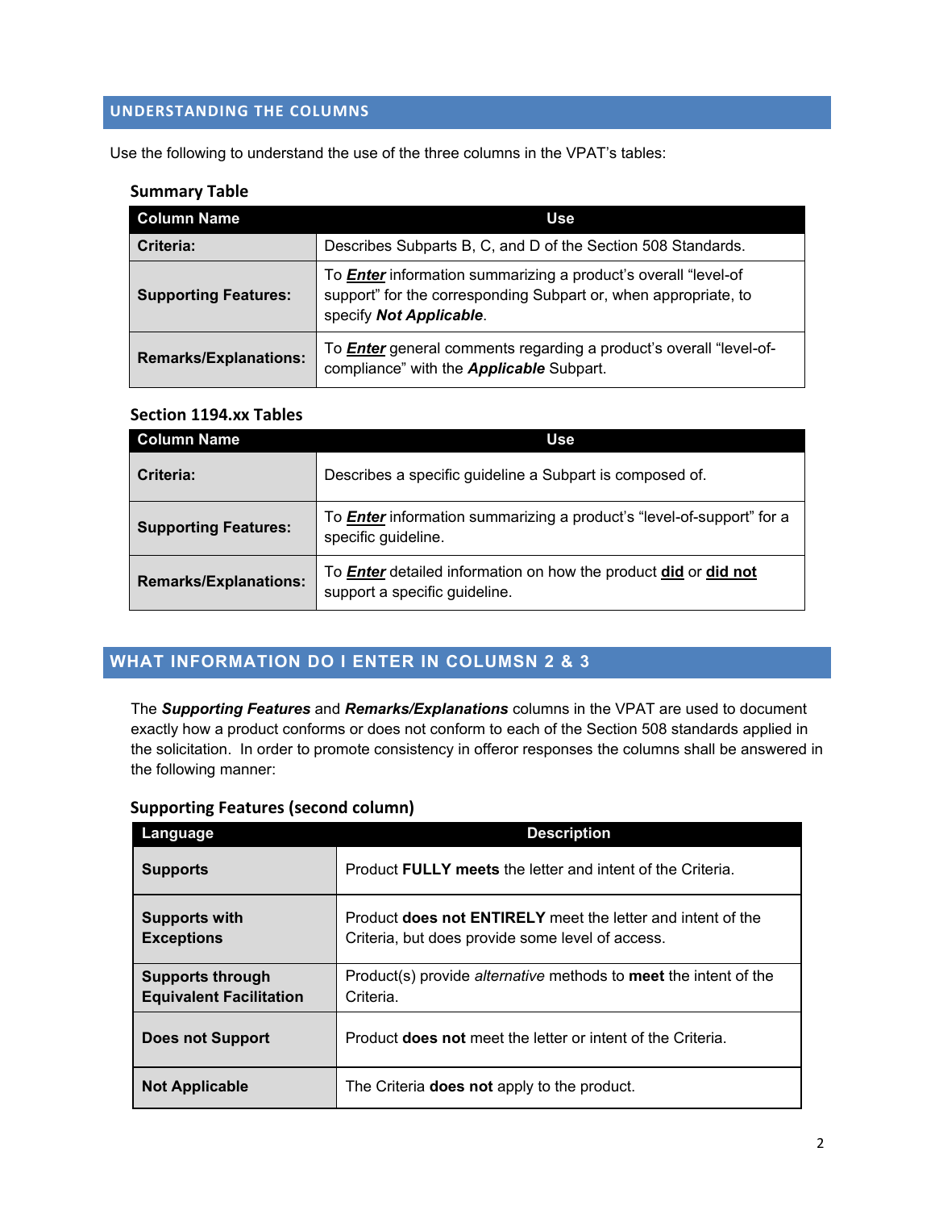## UNDERSTANDING THE COLUMNS

Use the following to understand the use of the three columns in the VPAT's tables:

### Summary Table

| Column Name | Use |
|---|---|
| **Criteria:** | Describes Subparts B, C, and D of the Section 508 Standards. |
| **Supporting Features:** | To ***Enter*** information summarizing a product's overall "level-of support" for the corresponding Subpart or, when appropriate, to specify ***Not Applicable***. |
| **Remarks/Explanations:** | To ***Enter*** general comments regarding a product's overall "level-of-compliance" with the ***Applicable*** Subpart. |

### Section 1194.xx Tables

| Column Name | Use |
|---|---|
| **Criteria:** | Describes a specific guideline a Subpart is composed of. |
| **Supporting Features:** | To ***Enter*** information summarizing a product's "level-of-support" for a specific guideline. |
| **Remarks/Explanations:** | To ***Enter*** detailed information on how the product **did** or **did not** support a specific guideline. |

## WHAT INFORMATION DO I ENTER IN COLUMSN 2 & 3

The ***Supporting Features*** and ***Remarks/Explanations*** columns in the VPAT are used to document exactly how a product conforms or does not conform to each of the Section 508 standards applied in the solicitation. In order to promote consistency in offeror responses the columns shall be answered in the following manner:

### Supporting Features (second column)

| Language | Description |
|---|---|
| **Supports** | Product **FULLY meets** the letter and intent of the Criteria. |
| **Supports with Exceptions** | Product **does not ENTIRELY** meet the letter and intent of the Criteria, but does provide some level of access. |
| **Supports through Equivalent Facilitation** | Product(s) provide *alternative* methods to **meet** the intent of the Criteria. |
| **Does not Support** | Product **does not** meet the letter or intent of the Criteria. |
| **Not Applicable** | The Criteria **does not** apply to the product. |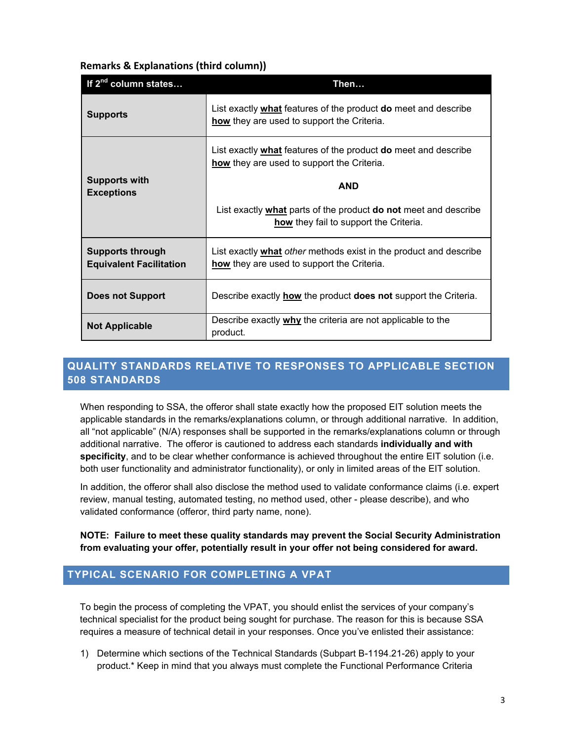### Remarks & Explanations (third column))

| If 2nd column states… | Then… |
|---|---|
| **Supports** | List exactly **what** features of the product **do** meet and describe **how** they are used to support the Criteria. |
| **Supports with Exceptions** | List exactly **what** features of the product **do** meet and describe **how** they are used to support the Criteria.<br><br>**AND**<br><br>List exactly **what** parts of the product **do not** meet and describe **how** they fail to support the Criteria. |
| **Supports through Equivalent Facilitation** | List exactly **what** *other* methods exist in the product and describe **how** they are used to support the Criteria. |
| **Does not Support** | Describe exactly **how** the product **does not** support the Criteria. |
| **Not Applicable** | Describe exactly **why** the criteria are not applicable to the product. |

## QUALITY STANDARDS RELATIVE TO RESPONSES TO APPLICABLE SECTION 508 STANDARDS

When responding to SSA, the offeror shall state exactly how the proposed EIT solution meets the applicable standards in the remarks/explanations column, or through additional narrative. In addition, all "not applicable" (N/A) responses shall be supported in the remarks/explanations column or through additional narrative. The offeror is cautioned to address each standards **individually and with specificity**, and to be clear whether conformance is achieved throughout the entire EIT solution (i.e. both user functionality and administrator functionality), or only in limited areas of the EIT solution.

In addition, the offeror shall also disclose the method used to validate conformance claims (i.e. expert review, manual testing, automated testing, no method used, other - please describe), and who validated conformance (offeror, third party name, none).

**NOTE: Failure to meet these quality standards may prevent the Social Security Administration from evaluating your offer, potentially result in your offer not being considered for award.**

## TYPICAL SCENARIO FOR COMPLETING A VPAT

To begin the process of completing the VPAT, you should enlist the services of your company's technical specialist for the product being sought for purchase. The reason for this is because SSA requires a measure of technical detail in your responses. Once you've enlisted their assistance:

1) Determine which sections of the Technical Standards (Subpart B-1194.21-26) apply to your product.* Keep in mind that you always must complete the Functional Performance Criteria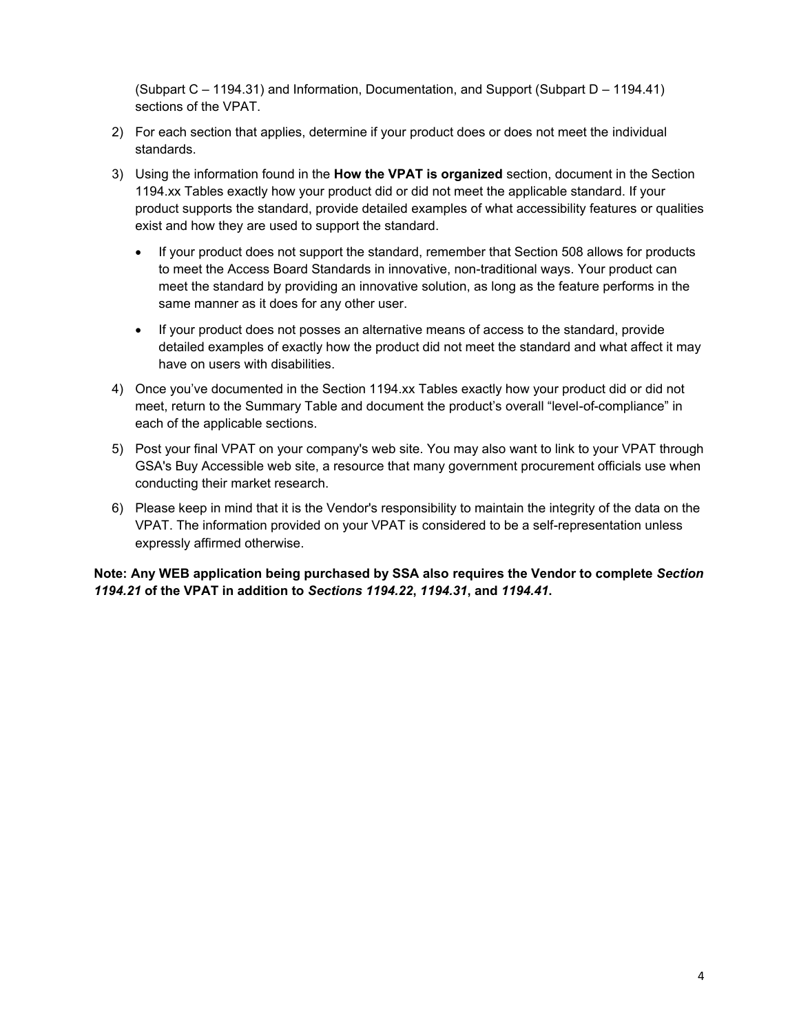(Subpart C – 1194.31) and Information, Documentation, and Support (Subpart D – 1194.41) sections of the VPAT.

2) For each section that applies, determine if your product does or does not meet the individual standards.

3) Using the information found in the **How the VPAT is organized** section, document in the Section 1194.xx Tables exactly how your product did or did not meet the applicable standard. If your product supports the standard, provide detailed examples of what accessibility features or qualities exist and how they are used to support the standard.

    - If your product does not support the standard, remember that Section 508 allows for products to meet the Access Board Standards in innovative, non-traditional ways. Your product can meet the standard by providing an innovative solution, as long as the feature performs in the same manner as it does for any other user.

    - If your product does not posses an alternative means of access to the standard, provide detailed examples of exactly how the product did not meet the standard and what affect it may have on users with disabilities.

4) Once you've documented in the Section 1194.xx Tables exactly how your product did or did not meet, return to the Summary Table and document the product's overall "level-of-compliance" in each of the applicable sections.

5) Post your final VPAT on your company's web site. You may also want to link to your VPAT through GSA's Buy Accessible web site, a resource that many government procurement officials use when conducting their market research.

6) Please keep in mind that it is the Vendor's responsibility to maintain the integrity of the data on the VPAT. The information provided on your VPAT is considered to be a self-representation unless expressly affirmed otherwise.

**Note: Any WEB application being purchased by SSA also requires the Vendor to complete *Section 1194.21* of the VPAT in addition to *Sections 1194.22*, *1194.31*, and *1194.41*.**